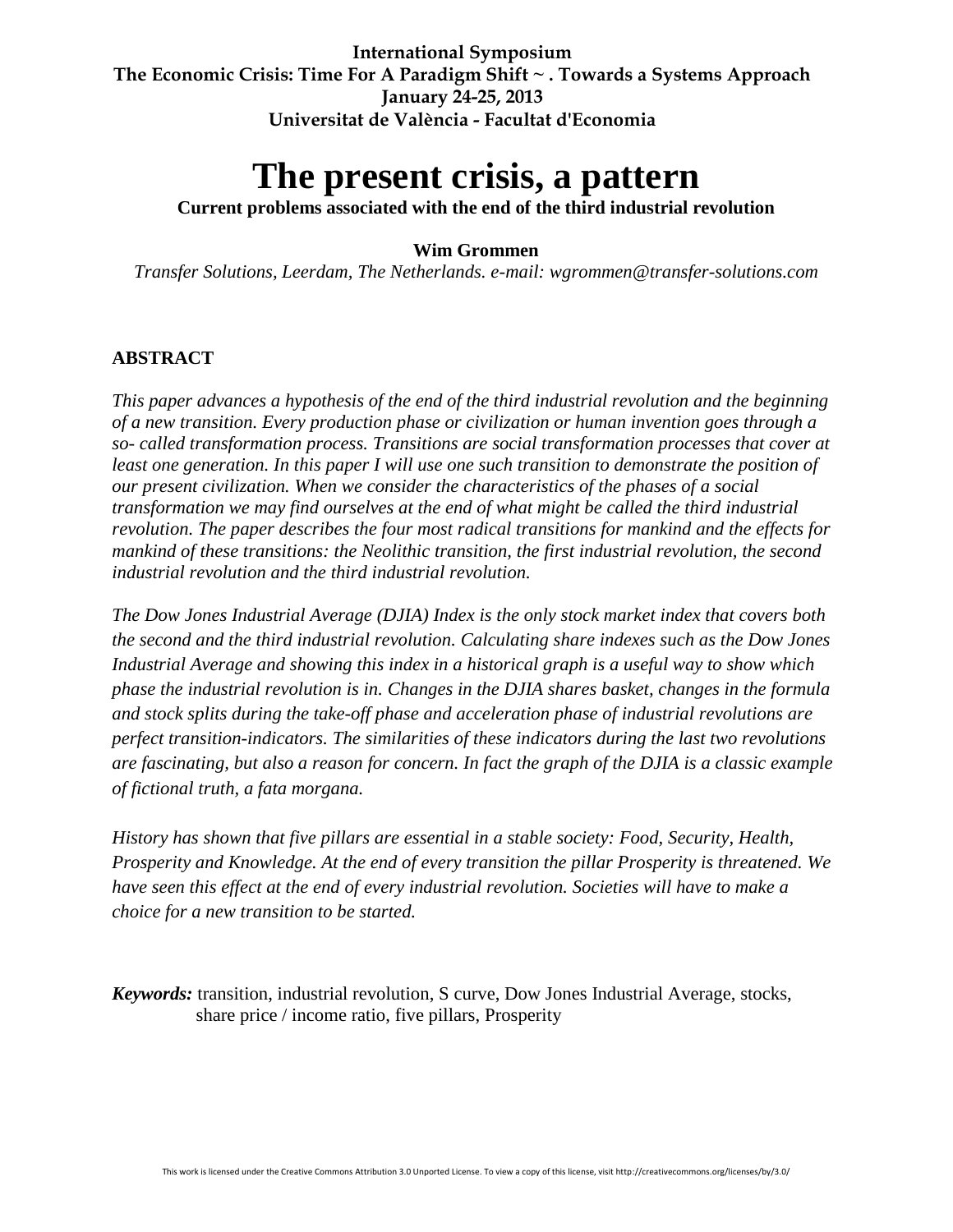**International Symposium**
**The Economic Crisis: Time For A Paradigm Shift ~ . Towards a Systems Approach**
**January 24-25, 2013**
**Universitat de València - Facultat d'Economia**

# The present crisis, a pattern

**Current problems associated with the end of the third industrial revolution**

**Wim Grommen**

*Transfer Solutions, Leerdam, The Netherlands. e-mail: wgrommen@transfer-solutions.com*

## ABSTRACT

*This paper advances a hypothesis of the end of the third industrial revolution and the beginning of a new transition. Every production phase or civilization or human invention goes through a so- called transformation process. Transitions are social transformation processes that cover at least one generation. In this paper I will use one such transition to demonstrate the position of our present civilization. When we consider the characteristics of the phases of a social transformation we may find ourselves at the end of what might be called the third industrial revolution. The paper describes the four most radical transitions for mankind and the effects for mankind of these transitions: the Neolithic transition, the first industrial revolution, the second industrial revolution and the third industrial revolution.*

*The Dow Jones Industrial Average (DJIA) Index is the only stock market index that covers both the second and the third industrial revolution. Calculating share indexes such as the Dow Jones Industrial Average and showing this index in a historical graph is a useful way to show which phase the industrial revolution is in. Changes in the DJIA shares basket, changes in the formula and stock splits during the take-off phase and acceleration phase of industrial revolutions are perfect transition-indicators. The similarities of these indicators during the last two revolutions are fascinating, but also a reason for concern. In fact the graph of the DJIA is a classic example of fictional truth, a fata morgana.*

*History has shown that five pillars are essential in a stable society: Food, Security, Health, Prosperity and Knowledge. At the end of every transition the pillar Prosperity is threatened. We have seen this effect at the end of every industrial revolution. Societies will have to make a choice for a new transition to be started.*

***Keywords:*** transition, industrial revolution, S curve, Dow Jones Industrial Average, stocks, share price / income ratio, five pillars, Prosperity

This work is licensed under the Creative Commons Attribution 3.0 Unported License. To view a copy of this license, visit http://creativecommons.org/licenses/by/3.0/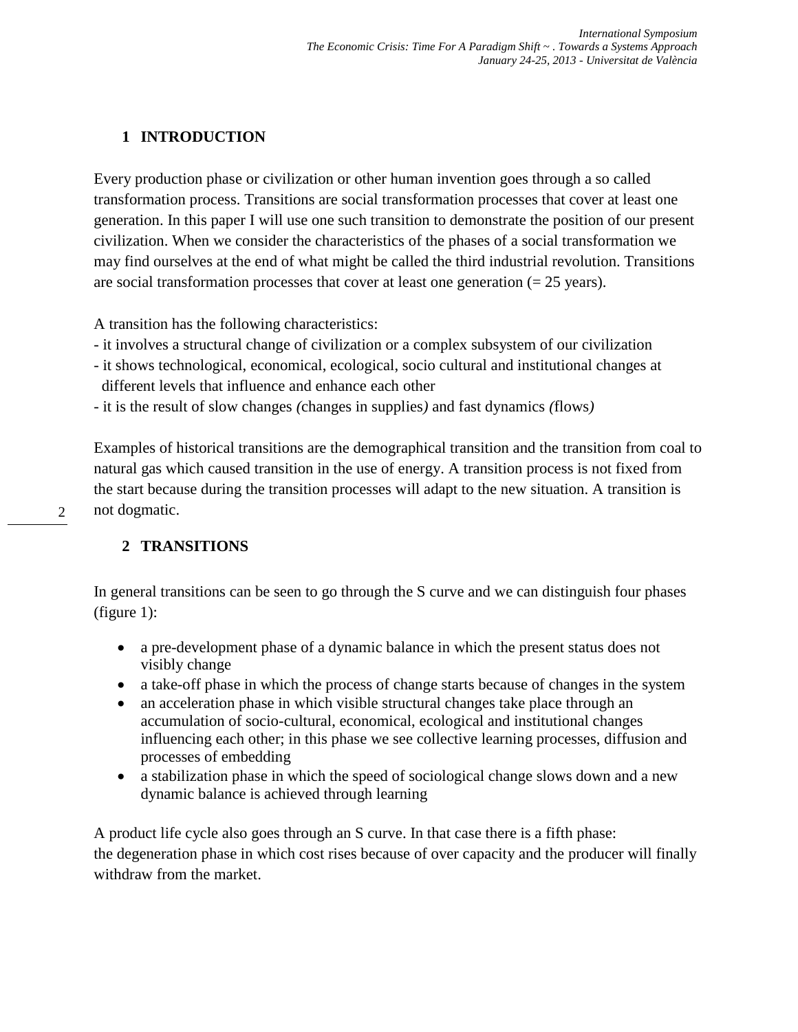# 1 INTRODUCTION

Every production phase or civilization or other human invention goes through a so called transformation process. Transitions are social transformation processes that cover at least one generation. In this paper I will use one such transition to demonstrate the position of our present civilization. When we consider the characteristics of the phases of a social transformation we may find ourselves at the end of what might be called the third industrial revolution. Transitions are social transformation processes that cover at least one generation (= 25 years).

A transition has the following characteristics:
- it involves a structural change of civilization or a complex subsystem of our civilization
- it shows technological, economical, ecological, socio cultural and institutional changes at different levels that influence and enhance each other
- it is the result of slow changes *(*changes in supplies*)* and fast dynamics *(*flows*)*

Examples of historical transitions are the demographical transition and the transition from coal to natural gas which caused transition in the use of energy. A transition process is not fixed from the start because during the transition processes will adapt to the new situation. A transition is not dogmatic.

# 2 TRANSITIONS

In general transitions can be seen to go through the S curve and we can distinguish four phases (figure 1):

- a pre-development phase of a dynamic balance in which the present status does not visibly change
- a take-off phase in which the process of change starts because of changes in the system
- an acceleration phase in which visible structural changes take place through an accumulation of socio-cultural, economical, ecological and institutional changes influencing each other; in this phase we see collective learning processes, diffusion and processes of embedding
- a stabilization phase in which the speed of sociological change slows down and a new dynamic balance is achieved through learning

A product life cycle also goes through an S curve. In that case there is a fifth phase:
the degeneration phase in which cost rises because of over capacity and the producer will finally withdraw from the market.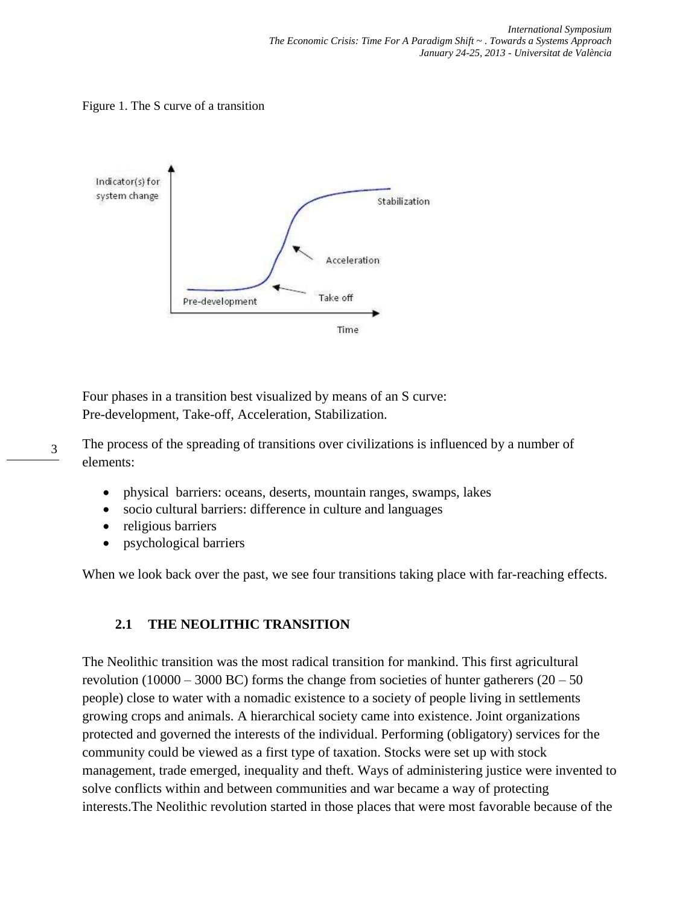Figure 1. The S curve of a transition

Four phases in a transition best visualized by means of an S curve:
Pre-development, Take-off, Acceleration, Stabilization.

The process of the spreading of transitions over civilizations is influenced by a number of elements:

- physical barriers: oceans, deserts, mountain ranges, swamps, lakes
- socio cultural barriers: difference in culture and languages
- religious barriers
- psychological barriers

When we look back over the past, we see four transitions taking place with far-reaching effects.

### 2.1 THE NEOLITHIC TRANSITION

The Neolithic transition was the most radical transition for mankind. This first agricultural revolution (10000 – 3000 BC) forms the change from societies of hunter gatherers (20 – 50 people) close to water with a nomadic existence to a society of people living in settlements growing crops and animals. A hierarchical society came into existence. Joint organizations protected and governed the interests of the individual. Performing (obligatory) services for the community could be viewed as a first type of taxation. Stocks were set up with stock management, trade emerged, inequality and theft. Ways of administering justice were invented to solve conflicts within and between communities and war became a way of protecting interests.The Neolithic revolution started in those places that were most favorable because of the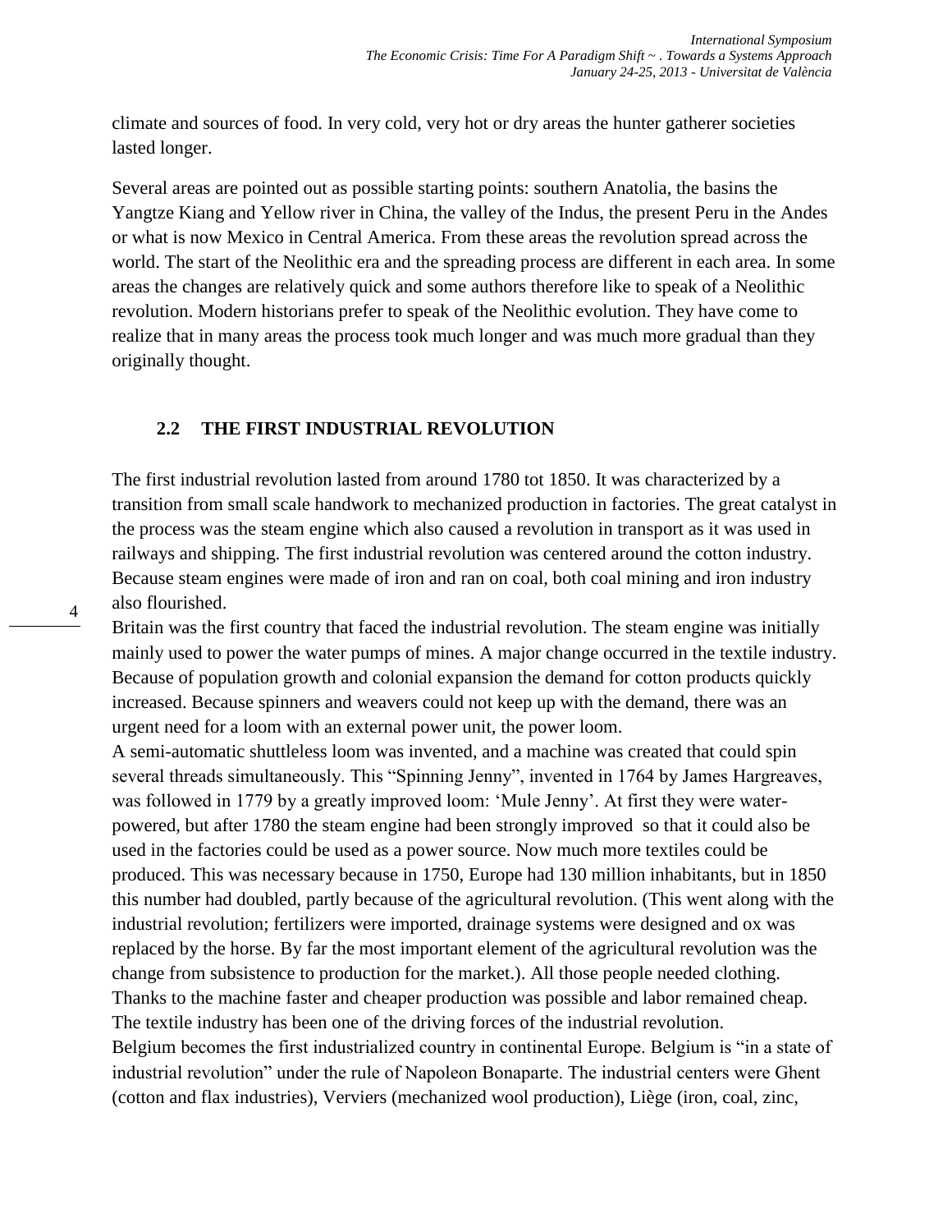climate and sources of food. In very cold, very hot or dry areas the hunter gatherer societies lasted longer.

Several areas are pointed out as possible starting points: southern Anatolia, the basins the Yangtze Kiang and Yellow river in China, the valley of the Indus, the present Peru in the Andes or what is now Mexico in Central America. From these areas the revolution spread across the world. The start of the Neolithic era and the spreading process are different in each area. In some areas the changes are relatively quick and some authors therefore like to speak of a Neolithic revolution. Modern historians prefer to speak of the Neolithic evolution. They have come to realize that in many areas the process took much longer and was much more gradual than they originally thought.

## 2.2 THE FIRST INDUSTRIAL REVOLUTION

The first industrial revolution lasted from around 1780 tot 1850. It was characterized by a transition from small scale handwork to mechanized production in factories. The great catalyst in the process was the steam engine which also caused a revolution in transport as it was used in railways and shipping. The first industrial revolution was centered around the cotton industry. Because steam engines were made of iron and ran on coal, both coal mining and iron industry also flourished.

Britain was the first country that faced the industrial revolution. The steam engine was initially mainly used to power the water pumps of mines. A major change occurred in the textile industry. Because of population growth and colonial expansion the demand for cotton products quickly increased. Because spinners and weavers could not keep up with the demand, there was an urgent need for a loom with an external power unit, the power loom.

A semi-automatic shuttleless loom was invented, and a machine was created that could spin several threads simultaneously. This "Spinning Jenny", invented in 1764 by James Hargreaves, was followed in 1779 by a greatly improved loom: 'Mule Jenny'. At first they were water-powered, but after 1780 the steam engine had been strongly improved so that it could also be used in the factories could be used as a power source. Now much more textiles could be produced. This was necessary because in 1750, Europe had 130 million inhabitants, but in 1850 this number had doubled, partly because of the agricultural revolution. (This went along with the industrial revolution; fertilizers were imported, drainage systems were designed and ox was replaced by the horse. By far the most important element of the agricultural revolution was the change from subsistence to production for the market.). All those people needed clothing. Thanks to the machine faster and cheaper production was possible and labor remained cheap. The textile industry has been one of the driving forces of the industrial revolution.

Belgium becomes the first industrialized country in continental Europe. Belgium is "in a state of industrial revolution" under the rule of Napoleon Bonaparte. The industrial centers were Ghent (cotton and flax industries), Verviers (mechanized wool production), Liège (iron, coal, zinc,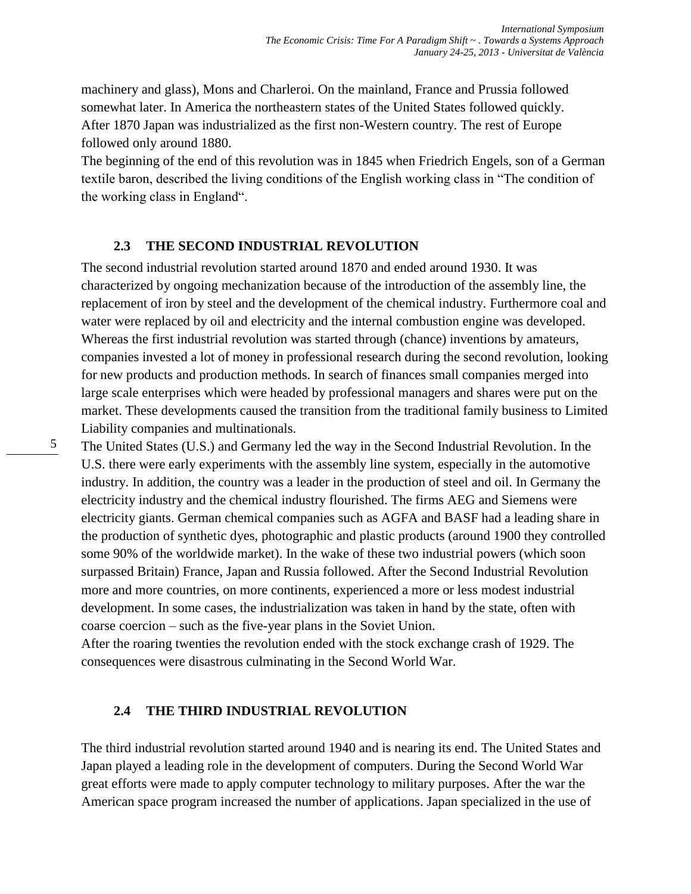machinery and glass), Mons and Charleroi. On the mainland, France and Prussia followed somewhat later. In America the northeastern states of the United States followed quickly. After 1870 Japan was industrialized as the first non-Western country. The rest of Europe followed only around 1880.

The beginning of the end of this revolution was in 1845 when Friedrich Engels, son of a German textile baron, described the living conditions of the English working class in "The condition of the working class in England".

### 2.3 THE SECOND INDUSTRIAL REVOLUTION

The second industrial revolution started around 1870 and ended around 1930. It was characterized by ongoing mechanization because of the introduction of the assembly line, the replacement of iron by steel and the development of the chemical industry. Furthermore coal and water were replaced by oil and electricity and the internal combustion engine was developed. Whereas the first industrial revolution was started through (chance) inventions by amateurs, companies invested a lot of money in professional research during the second revolution, looking for new products and production methods. In search of finances small companies merged into large scale enterprises which were headed by professional managers and shares were put on the market. These developments caused the transition from the traditional family business to Limited Liability companies and multinationals.

The United States (U.S.) and Germany led the way in the Second Industrial Revolution. In the U.S. there were early experiments with the assembly line system, especially in the automotive industry. In addition, the country was a leader in the production of steel and oil. In Germany the electricity industry and the chemical industry flourished. The firms AEG and Siemens were electricity giants. German chemical companies such as AGFA and BASF had a leading share in the production of synthetic dyes, photographic and plastic products (around 1900 they controlled some 90% of the worldwide market). In the wake of these two industrial powers (which soon surpassed Britain) France, Japan and Russia followed. After the Second Industrial Revolution more and more countries, on more continents, experienced a more or less modest industrial development. In some cases, the industrialization was taken in hand by the state, often with coarse coercion – such as the five-year plans in the Soviet Union.

After the roaring twenties the revolution ended with the stock exchange crash of 1929. The consequences were disastrous culminating in the Second World War.

### 2.4 THE THIRD INDUSTRIAL REVOLUTION

The third industrial revolution started around 1940 and is nearing its end. The United States and Japan played a leading role in the development of computers. During the Second World War great efforts were made to apply computer technology to military purposes. After the war the American space program increased the number of applications. Japan specialized in the use of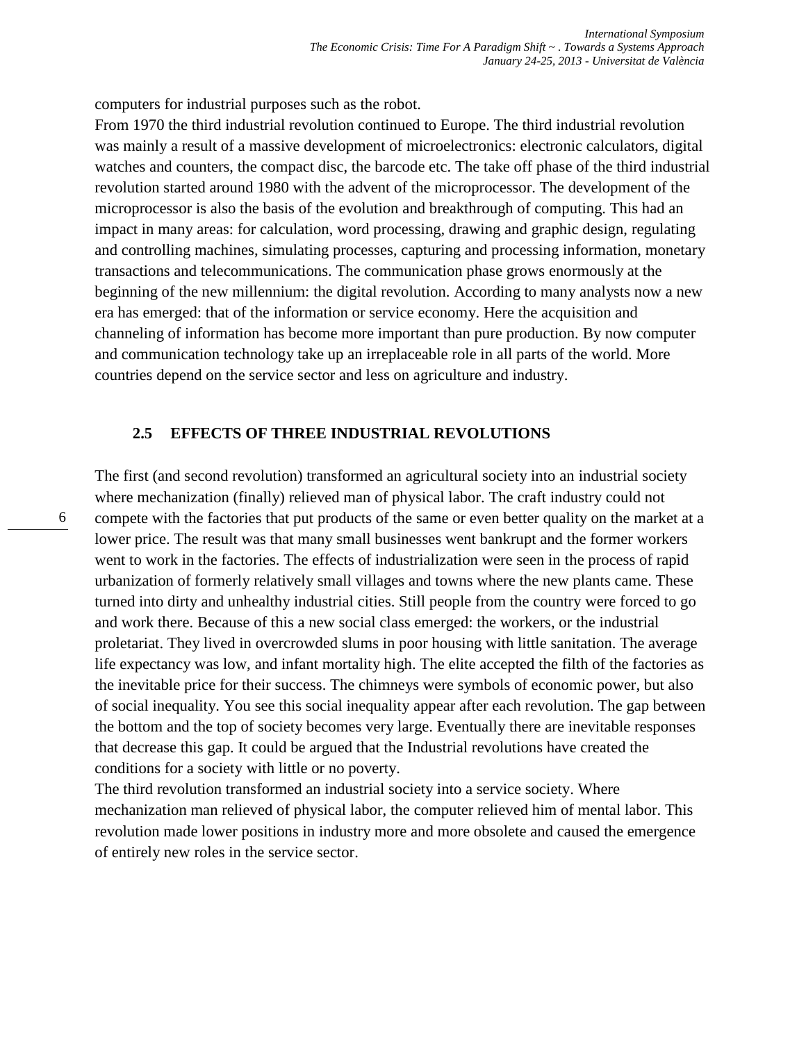computers for industrial purposes such as the robot.

From 1970 the third industrial revolution continued to Europe. The third industrial revolution was mainly a result of a massive development of microelectronics: electronic calculators, digital watches and counters, the compact disc, the barcode etc. The take off phase of the third industrial revolution started around 1980 with the advent of the microprocessor. The development of the microprocessor is also the basis of the evolution and breakthrough of computing. This had an impact in many areas: for calculation, word processing, drawing and graphic design, regulating and controlling machines, simulating processes, capturing and processing information, monetary transactions and telecommunications. The communication phase grows enormously at the beginning of the new millennium: the digital revolution. According to many analysts now a new era has emerged: that of the information or service economy. Here the acquisition and channeling of information has become more important than pure production. By now computer and communication technology take up an irreplaceable role in all parts of the world. More countries depend on the service sector and less on agriculture and industry.

### 2.5 EFFECTS OF THREE INDUSTRIAL REVOLUTIONS

The first (and second revolution) transformed an agricultural society into an industrial society where mechanization (finally) relieved man of physical labor. The craft industry could not compete with the factories that put products of the same or even better quality on the market at a lower price. The result was that many small businesses went bankrupt and the former workers went to work in the factories. The effects of industrialization were seen in the process of rapid urbanization of formerly relatively small villages and towns where the new plants came. These turned into dirty and unhealthy industrial cities. Still people from the country were forced to go and work there. Because of this a new social class emerged: the workers, or the industrial proletariat. They lived in overcrowded slums in poor housing with little sanitation. The average life expectancy was low, and infant mortality high. The elite accepted the filth of the factories as the inevitable price for their success. The chimneys were symbols of economic power, but also of social inequality. You see this social inequality appear after each revolution. The gap between the bottom and the top of society becomes very large. Eventually there are inevitable responses that decrease this gap. It could be argued that the Industrial revolutions have created the conditions for a society with little or no poverty.

The third revolution transformed an industrial society into a service society. Where mechanization man relieved of physical labor, the computer relieved him of mental labor. This revolution made lower positions in industry more and more obsolete and caused the emergence of entirely new roles in the service sector.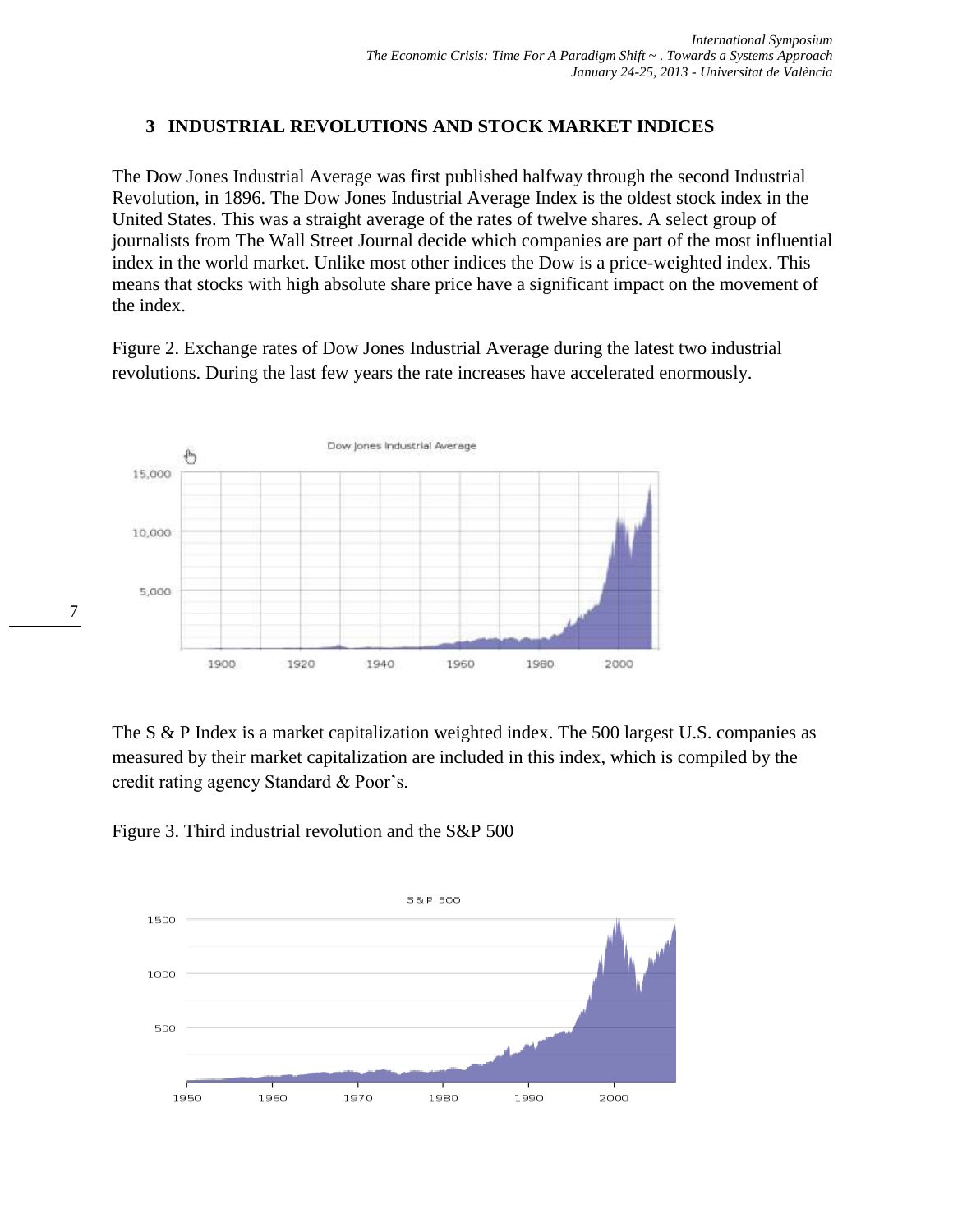## 3 INDUSTRIAL REVOLUTIONS AND STOCK MARKET INDICES

The Dow Jones Industrial Average was first published halfway through the second Industrial Revolution, in 1896. The Dow Jones Industrial Average Index is the oldest stock index in the United States. This was a straight average of the rates of twelve shares. A select group of journalists from The Wall Street Journal decide which companies are part of the most influential index in the world market. Unlike most other indices the Dow is a price-weighted index. This means that stocks with high absolute share price have a significant impact on the movement of the index.

Figure 2. Exchange rates of Dow Jones Industrial Average during the latest two industrial revolutions. During the last few years the rate increases have accelerated enormously.

The S & P Index is a market capitalization weighted index. The 500 largest U.S. companies as measured by their market capitalization are included in this index, which is compiled by the credit rating agency Standard & Poor's.

Figure 3. Third industrial revolution and the S&P 500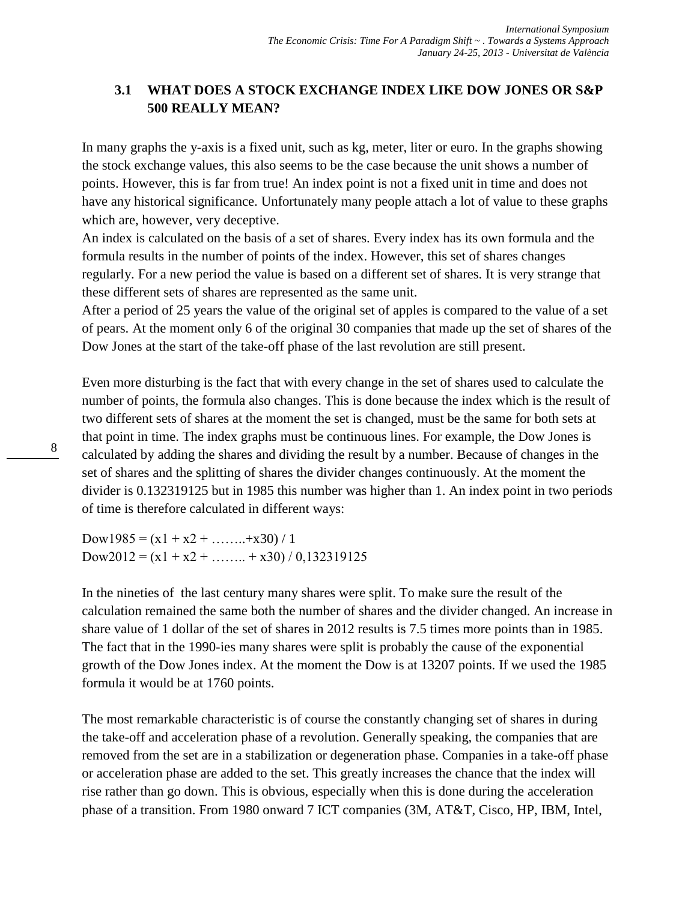### 3.1 WHAT DOES A STOCK EXCHANGE INDEX LIKE DOW JONES OR S&P 500 REALLY MEAN?

In many graphs the y-axis is a fixed unit, such as kg, meter, liter or euro. In the graphs showing the stock exchange values, this also seems to be the case because the unit shows a number of points. However, this is far from true! An index point is not a fixed unit in time and does not have any historical significance. Unfortunately many people attach a lot of value to these graphs which are, however, very deceptive.
An index is calculated on the basis of a set of shares. Every index has its own formula and the formula results in the number of points of the index. However, this set of shares changes regularly. For a new period the value is based on a different set of shares. It is very strange that these different sets of shares are represented as the same unit.
After a period of 25 years the value of the original set of apples is compared to the value of a set of pears. At the moment only 6 of the original 30 companies that made up the set of shares of the Dow Jones at the start of the take-off phase of the last revolution are still present.

Even more disturbing is the fact that with every change in the set of shares used to calculate the number of points, the formula also changes. This is done because the index which is the result of two different sets of shares at the moment the set is changed, must be the same for both sets at that point in time. The index graphs must be continuous lines. For example, the Dow Jones is calculated by adding the shares and dividing the result by a number. Because of changes in the set of shares and the splitting of shares the divider changes continuously. At the moment the divider is 0.132319125 but in 1985 this number was higher than 1. An index point in two periods of time is therefore calculated in different ways:

$$Dow1985 = (x1 + x2 + \ldots\ldots + x30) / 1$$
$$Dow2012 = (x1 + x2 + \ldots\ldots + x30) / 0{,}132319125$$

In the nineties of the last century many shares were split. To make sure the result of the calculation remained the same both the number of shares and the divider changed. An increase in share value of 1 dollar of the set of shares in 2012 results is 7.5 times more points than in 1985. The fact that in the 1990-ies many shares were split is probably the cause of the exponential growth of the Dow Jones index. At the moment the Dow is at 13207 points. If we used the 1985 formula it would be at 1760 points.

The most remarkable characteristic is of course the constantly changing set of shares in during the take-off and acceleration phase of a revolution. Generally speaking, the companies that are removed from the set are in a stabilization or degeneration phase. Companies in a take-off phase or acceleration phase are added to the set. This greatly increases the chance that the index will rise rather than go down. This is obvious, especially when this is done during the acceleration phase of a transition. From 1980 onward 7 ICT companies (3M, AT&T, Cisco, HP, IBM, Intel,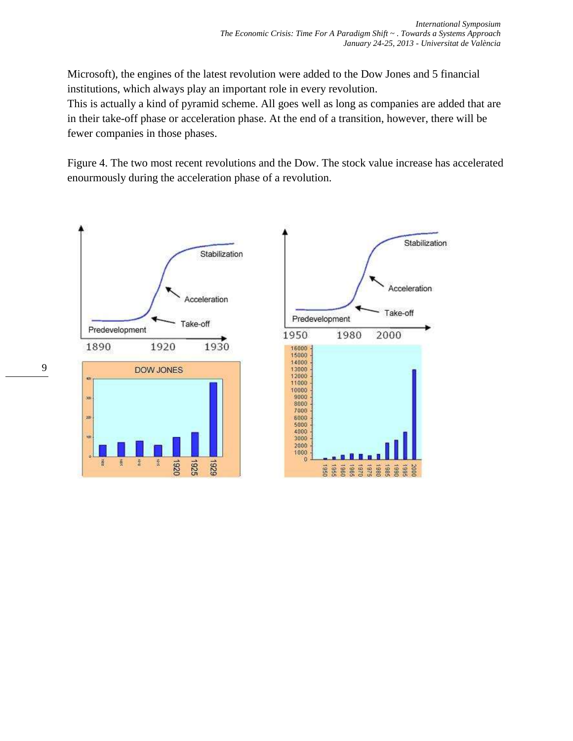Microsoft), the engines of the latest revolution were added to the Dow Jones and 5 financial institutions, which always play an important role in every revolution.
This is actually a kind of pyramid scheme. All goes well as long as companies are added that are in their take-off phase or acceleration phase. At the end of a transition, however, there will be fewer companies in those phases.

Figure 4. The two most recent revolutions and the Dow. The stock value increase has accelerated enourmously during the acceleration phase of a revolution.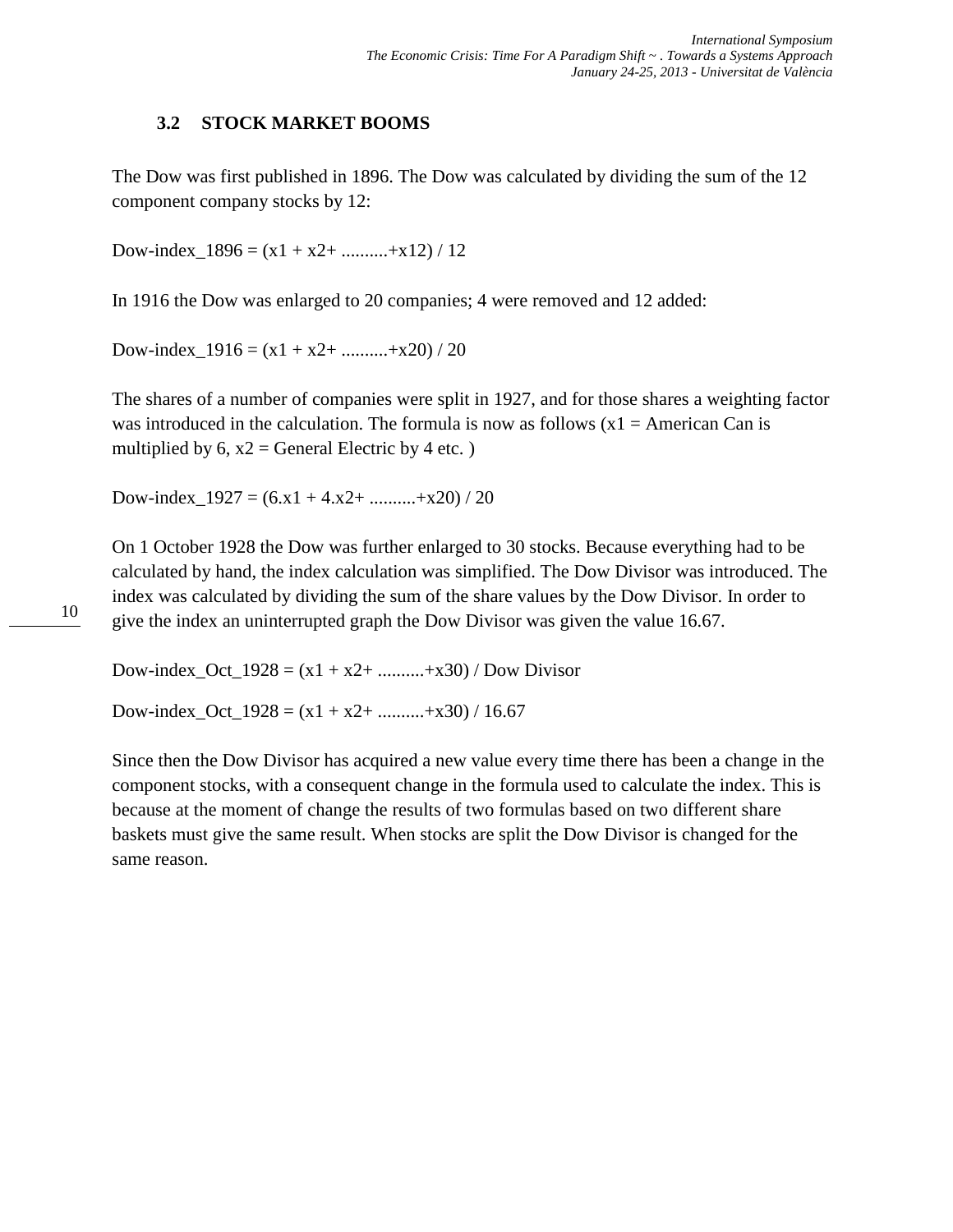### 3.2 STOCK MARKET BOOMS

The Dow was first published in 1896. The Dow was calculated by dividing the sum of the 12 component company stocks by 12:

Dow-index_1896 = (x1 + x2+ ..........+x12) / 12

In 1916 the Dow was enlarged to 20 companies; 4 were removed and 12 added:

Dow-index_1916 = (x1 + x2+ ..........+x20) / 20

The shares of a number of companies were split in 1927, and for those shares a weighting factor was introduced in the calculation. The formula is now as follows (x1 = American Can is multiplied by 6, x2 = General Electric by 4 etc. )

Dow-index_1927 = (6.x1 + 4.x2+ ..........+x20) / 20

On 1 October 1928 the Dow was further enlarged to 30 stocks. Because everything had to be calculated by hand, the index calculation was simplified. The Dow Divisor was introduced. The index was calculated by dividing the sum of the share values by the Dow Divisor. In order to give the index an uninterrupted graph the Dow Divisor was given the value 16.67.

Dow-index_Oct_1928 = (x1 + x2+ ..........+x30) / Dow Divisor

Dow-index_Oct_1928 = (x1 + x2+ ..........+x30) / 16.67

Since then the Dow Divisor has acquired a new value every time there has been a change in the component stocks, with a consequent change in the formula used to calculate the index. This is because at the moment of change the results of two formulas based on two different share baskets must give the same result. When stocks are split the Dow Divisor is changed for the same reason.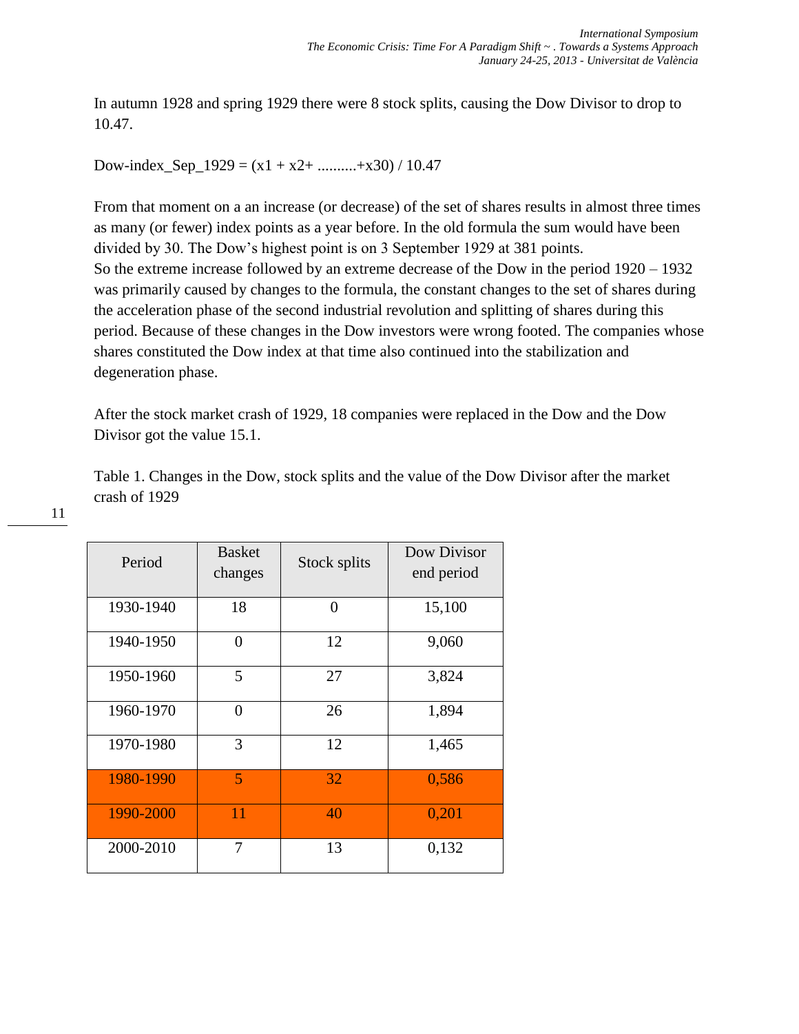In autumn 1928 and spring 1929 there were 8 stock splits, causing the Dow Divisor to drop to 10.47.

Dow-index_Sep_1929 = (x1 + x2+ ..........+x30) / 10.47

From that moment on a an increase (or decrease) of the set of shares results in almost three times as many (or fewer) index points as a year before. In the old formula the sum would have been divided by 30. The Dow's highest point is on 3 September 1929 at 381 points.
So the extreme increase followed by an extreme decrease of the Dow in the period 1920 – 1932 was primarily caused by changes to the formula, the constant changes to the set of shares during the acceleration phase of the second industrial revolution and splitting of shares during this period. Because of these changes in the Dow investors were wrong footed. The companies whose shares constituted the Dow index at that time also continued into the stabilization and degeneration phase.

After the stock market crash of 1929, 18 companies were replaced in the Dow and the Dow Divisor got the value 15.1.

Table 1. Changes in the Dow, stock splits and the value of the Dow Divisor after the market crash of 1929

| Period | Basket changes | Stock splits | Dow Divisor end period |
|---|---|---|---|
| 1930-1940 | 18 | 0 | 15,100 |
| 1940-1950 | 0 | 12 | 9,060 |
| 1950-1960 | 5 | 27 | 3,824 |
| 1960-1970 | 0 | 26 | 1,894 |
| 1970-1980 | 3 | 12 | 1,465 |
| 1980-1990 | 5 | 32 | 0,586 |
| 1990-2000 | 11 | 40 | 0,201 |
| 2000-2010 | 7 | 13 | 0,132 |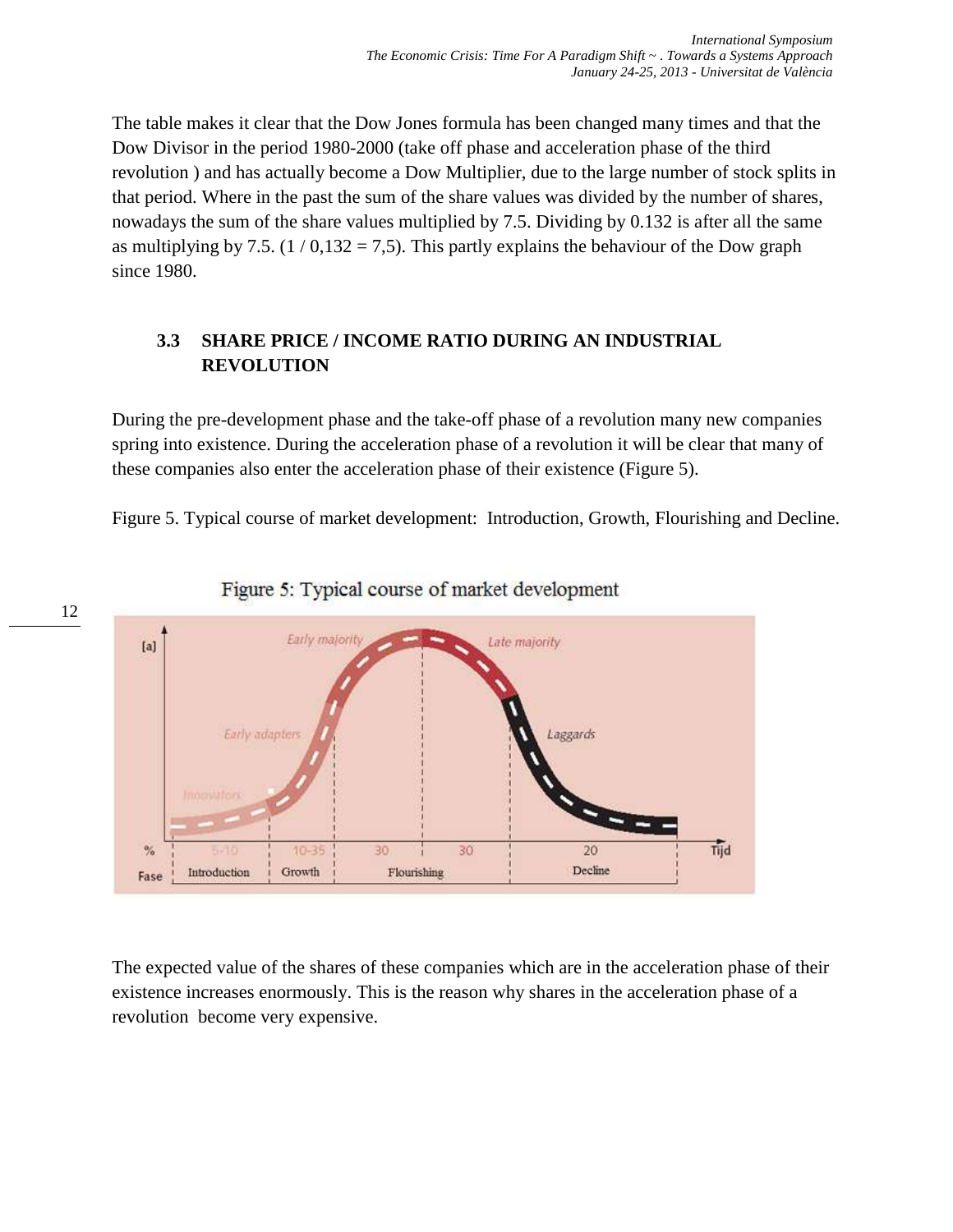The table makes it clear that the Dow Jones formula has been changed many times and that the Dow Divisor in the period 1980-2000 (take off phase and acceleration phase of the third revolution ) and has actually become a Dow Multiplier, due to the large number of stock splits in that period. Where in the past the sum of the share values was divided by the number of shares, nowadays the sum of the share values multiplied by 7.5. Dividing by 0.132 is after all the same as multiplying by 7.5. (1 / 0,132 = 7,5). This partly explains the behaviour of the Dow graph since 1980.

### 3.3 SHARE PRICE / INCOME RATIO DURING AN INDUSTRIAL REVOLUTION

During the pre-development phase and the take-off phase of a revolution many new companies spring into existence. During the acceleration phase of a revolution it will be clear that many of these companies also enter the acceleration phase of their existence (Figure 5).

Figure 5. Typical course of market development: Introduction, Growth, Flourishing and Decline.

Figure 5: Typical course of market development

The expected value of the shares of these companies which are in the acceleration phase of their existence increases enormously. This is the reason why shares in the acceleration phase of a revolution become very expensive.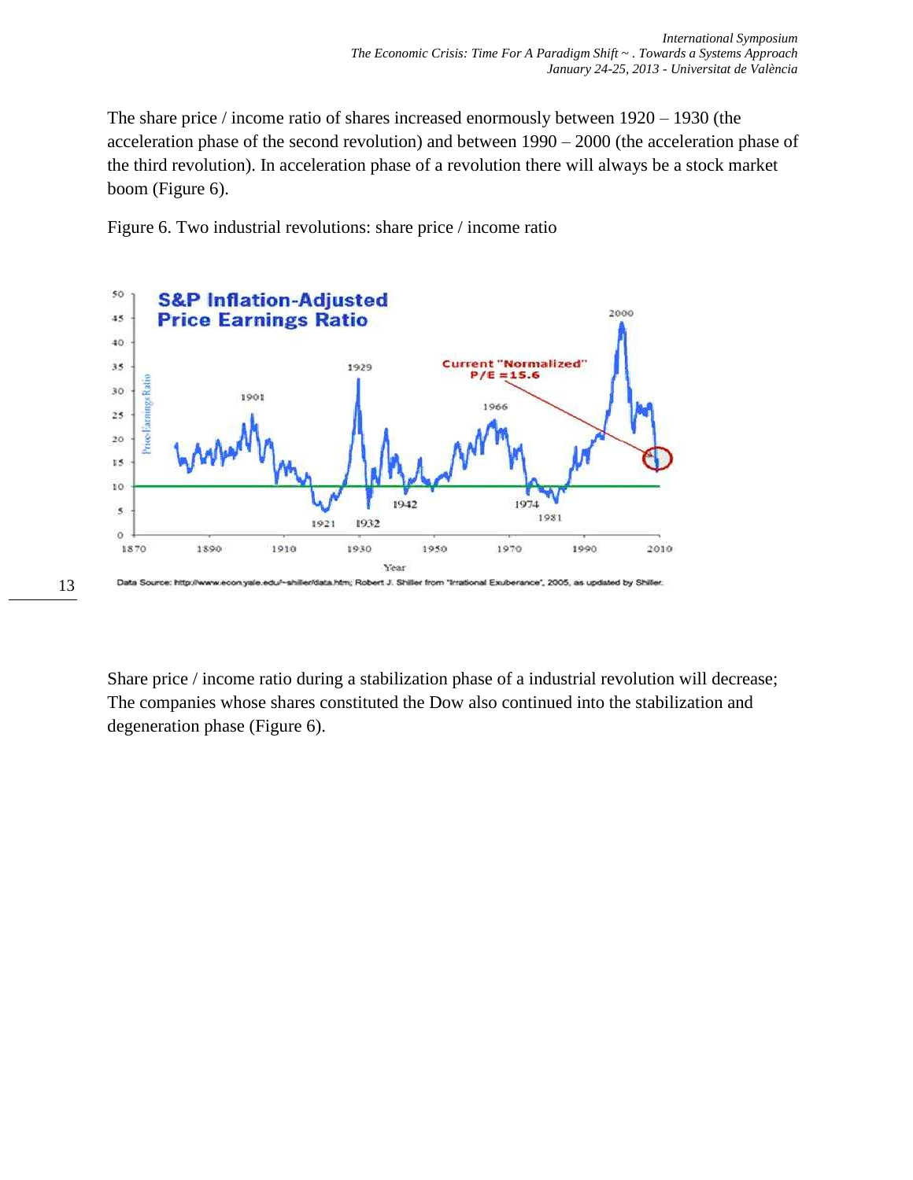The share price / income ratio of shares increased enormously between 1920 – 1930 (the acceleration phase of the second revolution) and between 1990 – 2000 (the acceleration phase of the third revolution). In acceleration phase of a revolution there will always be a stock market boom (Figure 6).

Figure 6. Two industrial revolutions: share price / income ratio

Share price / income ratio during a stabilization phase of a industrial revolution will decrease; The companies whose shares constituted the Dow also continued into the stabilization and degeneration phase (Figure 6).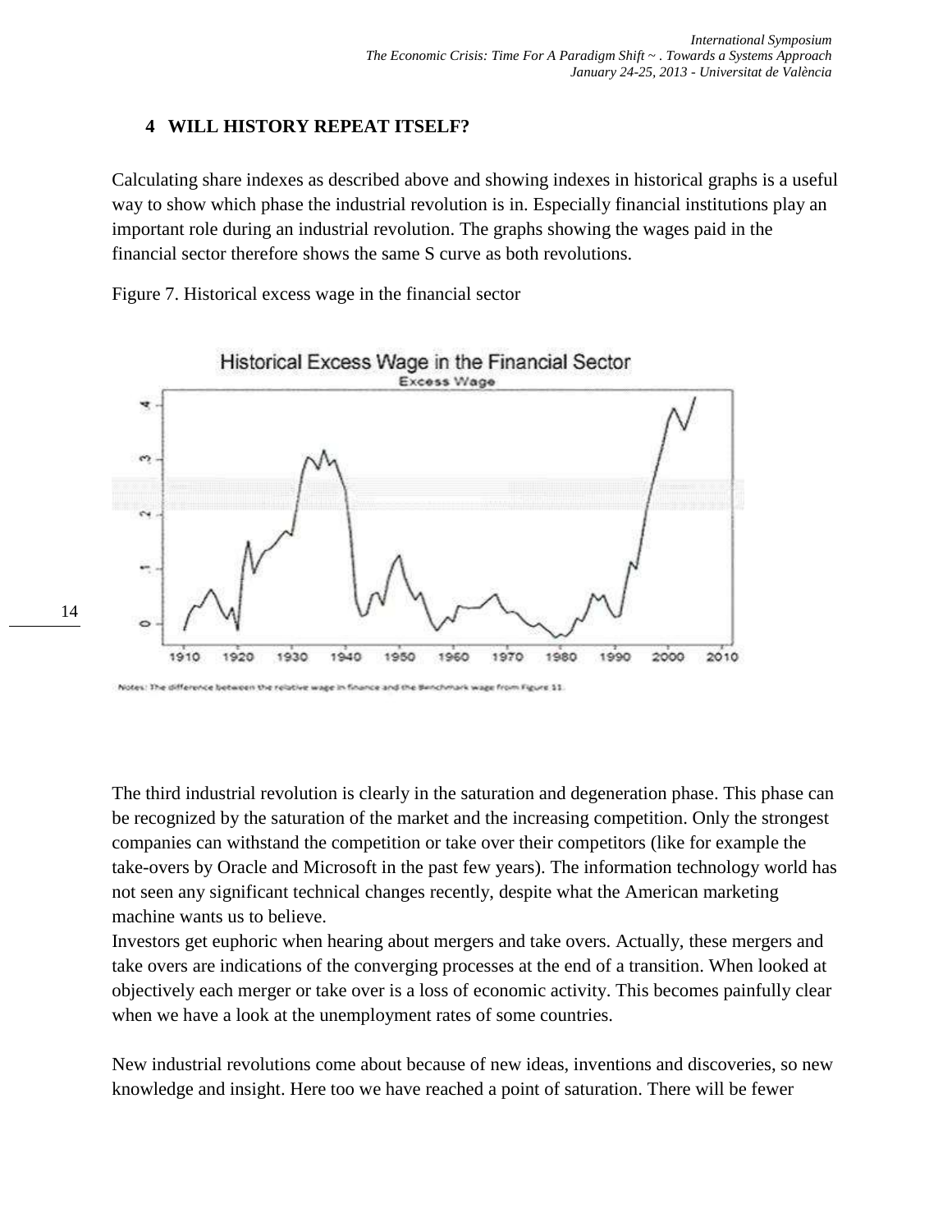## 4 WILL HISTORY REPEAT ITSELF?

Calculating share indexes as described above and showing indexes in historical graphs is a useful way to show which phase the industrial revolution is in. Especially financial institutions play an important role during an industrial revolution. The graphs showing the wages paid in the financial sector therefore shows the same S curve as both revolutions.

Figure 7. Historical excess wage in the financial sector

The third industrial revolution is clearly in the saturation and degeneration phase. This phase can be recognized by the saturation of the market and the increasing competition. Only the strongest companies can withstand the competition or take over their competitors (like for example the take-overs by Oracle and Microsoft in the past few years). The information technology world has not seen any significant technical changes recently, despite what the American marketing machine wants us to believe.

Investors get euphoric when hearing about mergers and take overs. Actually, these mergers and take overs are indications of the converging processes at the end of a transition. When looked at objectively each merger or take over is a loss of economic activity. This becomes painfully clear when we have a look at the unemployment rates of some countries.

New industrial revolutions come about because of new ideas, inventions and discoveries, so new knowledge and insight. Here too we have reached a point of saturation. There will be fewer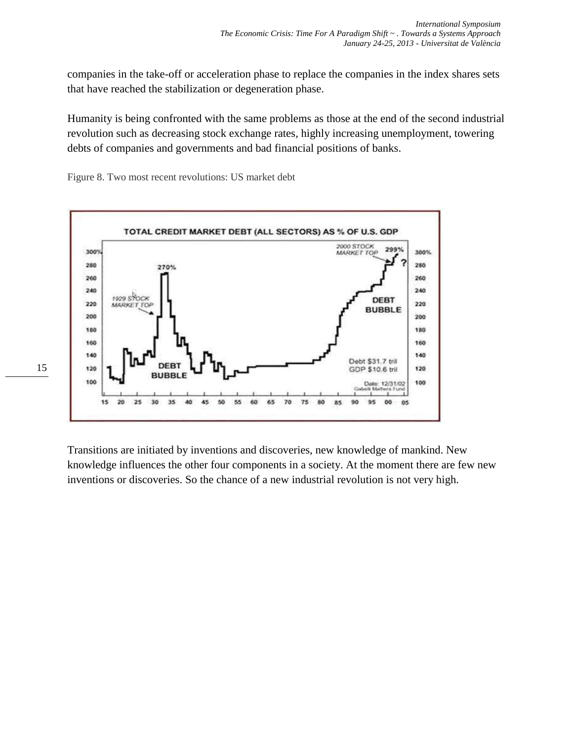companies in the take-off or acceleration phase to replace the companies in the index shares sets that have reached the stabilization or degeneration phase.

Humanity is being confronted with the same problems as those at the end of the second industrial revolution such as decreasing stock exchange rates, highly increasing unemployment, towering debts of companies and governments and bad financial positions of banks.

Figure 8. Two most recent revolutions: US market debt

Transitions are initiated by inventions and discoveries, new knowledge of mankind. New knowledge influences the other four components in a society. At the moment there are few new inventions or discoveries. So the chance of a new industrial revolution is not very high.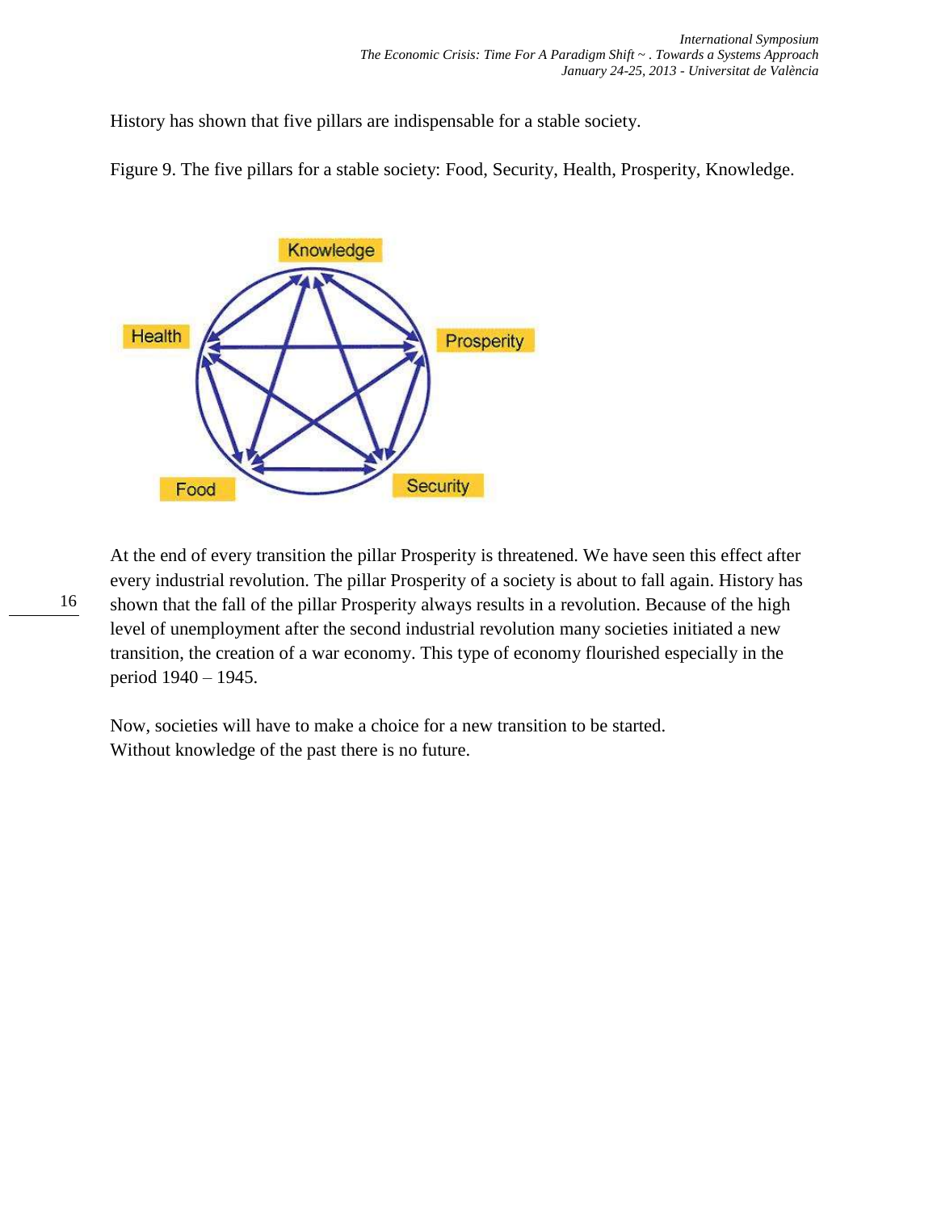History has shown that five pillars are indispensable for a stable society.

Figure 9. The five pillars for a stable society: Food, Security, Health, Prosperity, Knowledge.

At the end of every transition the pillar Prosperity is threatened. We have seen this effect after every industrial revolution. The pillar Prosperity of a society is about to fall again. History has shown that the fall of the pillar Prosperity always results in a revolution. Because of the high level of unemployment after the second industrial revolution many societies initiated a new transition, the creation of a war economy. This type of economy flourished especially in the period 1940 – 1945.

Now, societies will have to make a choice for a new transition to be started.
Without knowledge of the past there is no future.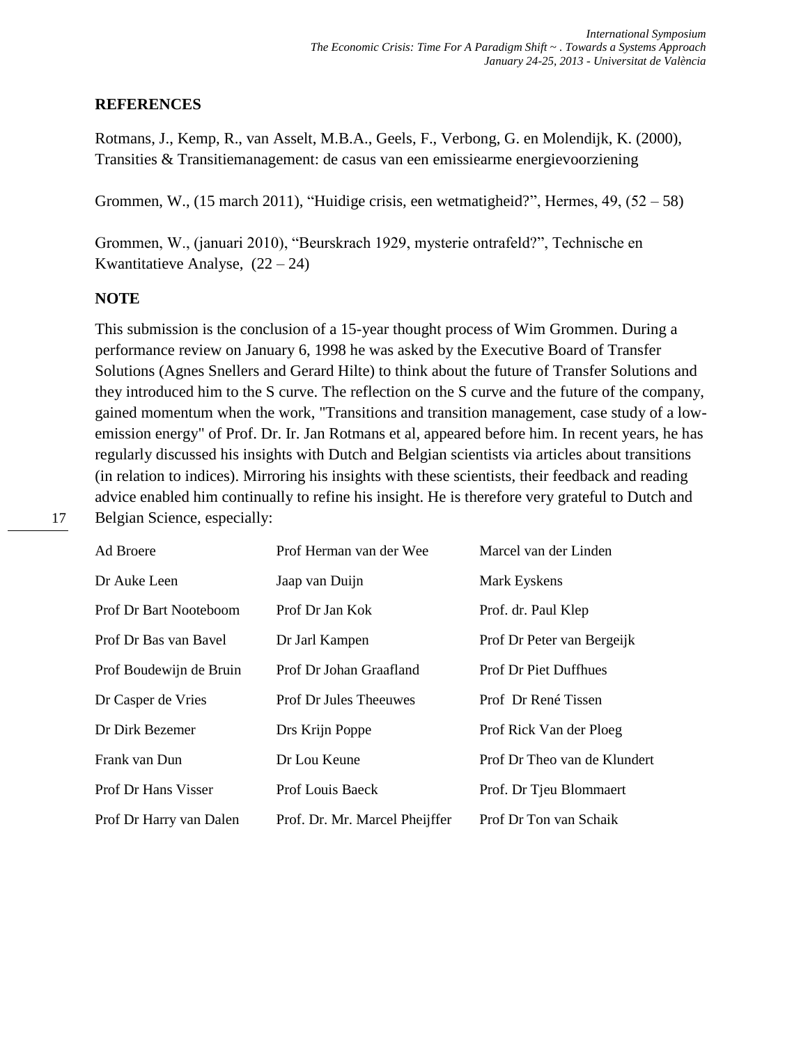## REFERENCES

Rotmans, J., Kemp, R., van Asselt, M.B.A., Geels, F., Verbong, G. en Molendijk, K. (2000), Transities & Transitiemanagement: de casus van een emissiearme energievoorziening

Grommen, W., (15 march 2011), "Huidige crisis, een wetmatigheid?", Hermes, 49, (52 – 58)

Grommen, W., (januari 2010), "Beurskrach 1929, mysterie ontrafeld?", Technische en Kwantitatieve Analyse, (22 – 24)

## NOTE

This submission is the conclusion of a 15-year thought process of Wim Grommen. During a performance review on January 6, 1998 he was asked by the Executive Board of Transfer Solutions (Agnes Snellers and Gerard Hilte) to think about the future of Transfer Solutions and they introduced him to the S curve. The reflection on the S curve and the future of the company, gained momentum when the work, "Transitions and transition management, case study of a low-emission energy" of Prof. Dr. Ir. Jan Rotmans et al, appeared before him. In recent years, he has regularly discussed his insights with Dutch and Belgian scientists via articles about transitions (in relation to indices). Mirroring his insights with these scientists, their feedback and reading advice enabled him continually to refine his insight. He is therefore very grateful to Dutch and Belgian Science, especially:

| | | |
|---|---|---|
| Ad Broere | Prof Herman van der Wee | Marcel van der Linden |
| Dr Auke Leen | Jaap van Duijn | Mark Eyskens |
| Prof Dr Bart Nooteboom | Prof Dr Jan Kok | Prof. dr. Paul Klep |
| Prof Dr Bas van Bavel | Dr Jarl Kampen | Prof Dr Peter van Bergeijk |
| Prof Boudewijn de Bruin | Prof Dr Johan Graafland | Prof Dr Piet Duffhues |
| Dr Casper de Vries | Prof Dr Jules Theeuwes | Prof Dr René Tissen |
| Dr Dirk Bezemer | Drs Krijn Poppe | Prof Rick Van der Ploeg |
| Frank van Dun | Dr Lou Keune | Prof Dr Theo van de Klundert |
| Prof Dr Hans Visser | Prof Louis Baeck | Prof. Dr Tjeu Blommaert |
| Prof Dr Harry van Dalen | Prof. Dr. Mr. Marcel Pheijffer | Prof Dr Ton van Schaik |